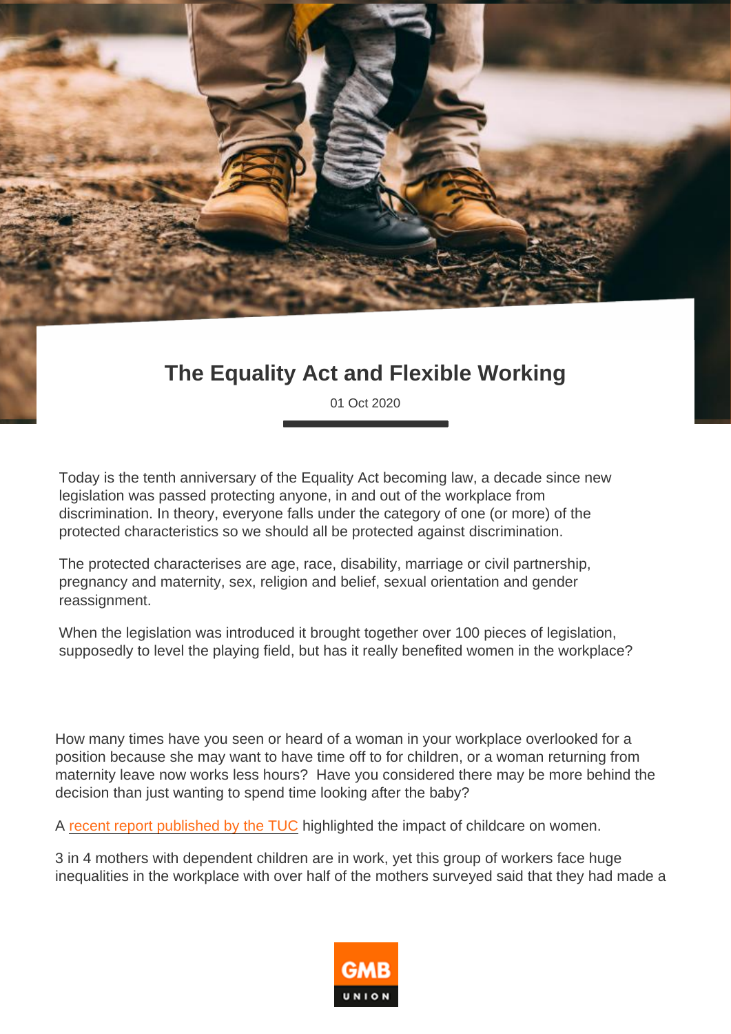# The Equality Act and Flexible Working

01 Oct 2020

Today is the tenth anniversary of the Equality Act becoming law, a decade since new legislation was passed protecting anyone, in and out of the workplace from discrimination. In theory, everyone falls under the category of one (or more) of the protected characteristics so we should all be protected against discrimination.

The protected characterises are age, race, disability, marriage or civil partnership, pregnancy and maternity, sex, religion and belief, sexual orientation and gender reassignment.

When the legislation was introduced it brought together over 100 pieces of legislation, supposedly to level the playing field, but has it really benefited women in the workplace?

How many times have you seen or heard of a woman in your workplace overlooked for a position because she may want to have time off to for children, or a woman returning from maternity leave now works less hours? Have you considered there may be more behind the decision than just wanting to spend time looking after the baby?

A recent report published by the TUC highlighted the impact of childcare on women.

3 in 4 mothers with dependent children are in work, yet this group of workers face huge inequalities in the workplace with over half of the mothers surveyed said that they had made a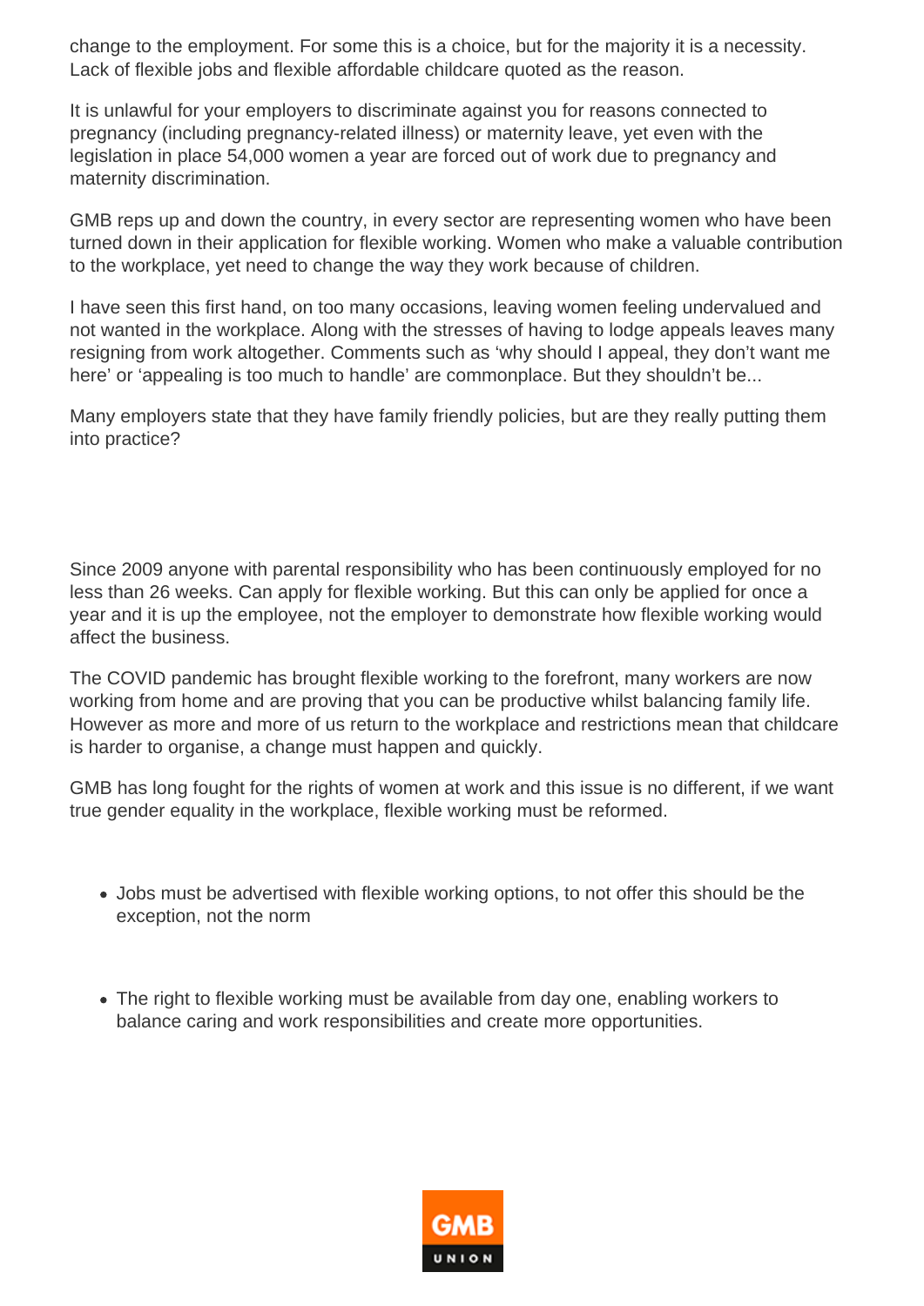change to the employment. For some this is a choice, but for the majority it is a necessity. Lack of flexible jobs and flexible affordable childcare quoted as the reason.

It is unlawful for your employers to discriminate against you for reasons connected to pregnancy (including pregnancy-related illness) or maternity leave, yet even with the legislation in place 54,000 women a year are forced out of work due to pregnancy and maternity discrimination.

GMB reps up and down the country, in every sector are representing women who have been turned down in their application for flexible working. Women who make a valuable contribution to the workplace, yet need to change the way they work because of children.

I have seen this first hand, on too many occasions, leaving women feeling undervalued and not wanted in the workplace. Along with the stresses of having to lodge appeals leaves many resigning from work altogether. Comments such as 'why should I appeal, they don't want me here' or 'appealing is too much to handle' are commonplace. But they shouldn't be...

Many employers state that they have family friendly policies, but are they really putting them into practice?

Since 2009 anyone with parental responsibility who has been continuously employed for no less than 26 weeks. Can apply for flexible working. But this can only be applied for once a year and it is up the employee, not the employer to demonstrate how flexible working would affect the business.

The COVID pandemic has brought flexible working to the forefront, many workers are now working from home and are proving that you can be productive whilst balancing family life. However as more and more of us return to the workplace and restrictions mean that childcare is harder to organise, a change must happen and quickly.

GMB has long fought for the rights of women at work and this issue is no different, if we want true gender equality in the workplace, flexible working must be reformed.

- Jobs must be advertised with flexible working options, to not offer this should be the exception, not the norm

- The right to flexible working must be available from day one, enabling workers to balance caring and work responsibilities and create more opportunities.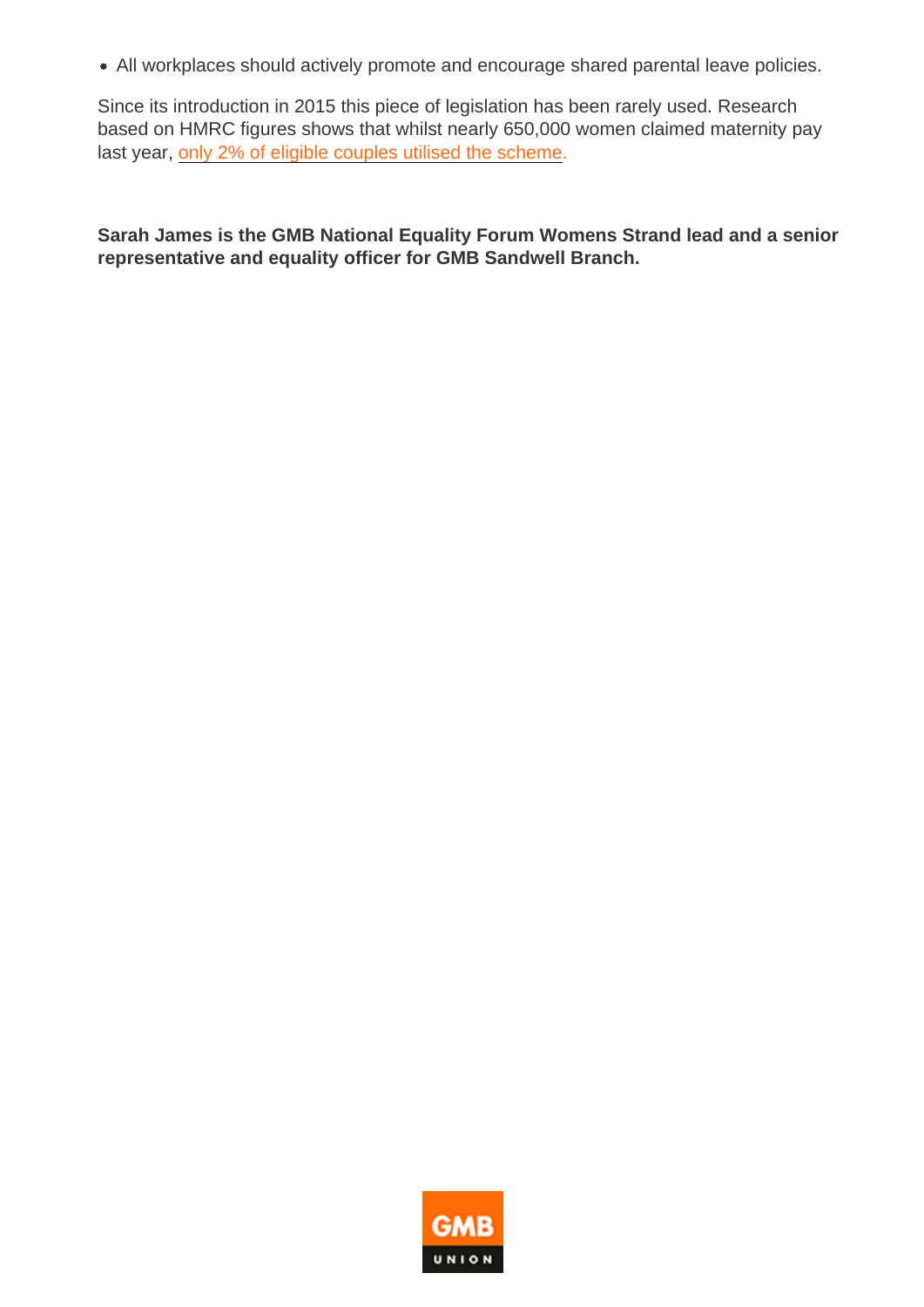- All workplaces should actively promote and encourage shared parental leave policies.

Since its introduction in 2015 this piece of legislation has been rarely used. Research based on HMRC figures shows that whilst nearly 650,000 women claimed maternity pay last year, only 2% of eligible couples utilised the scheme.

**Sarah James is the GMB National Equality Forum Womens Strand lead and a senior representative and equality officer for GMB Sandwell Branch.**